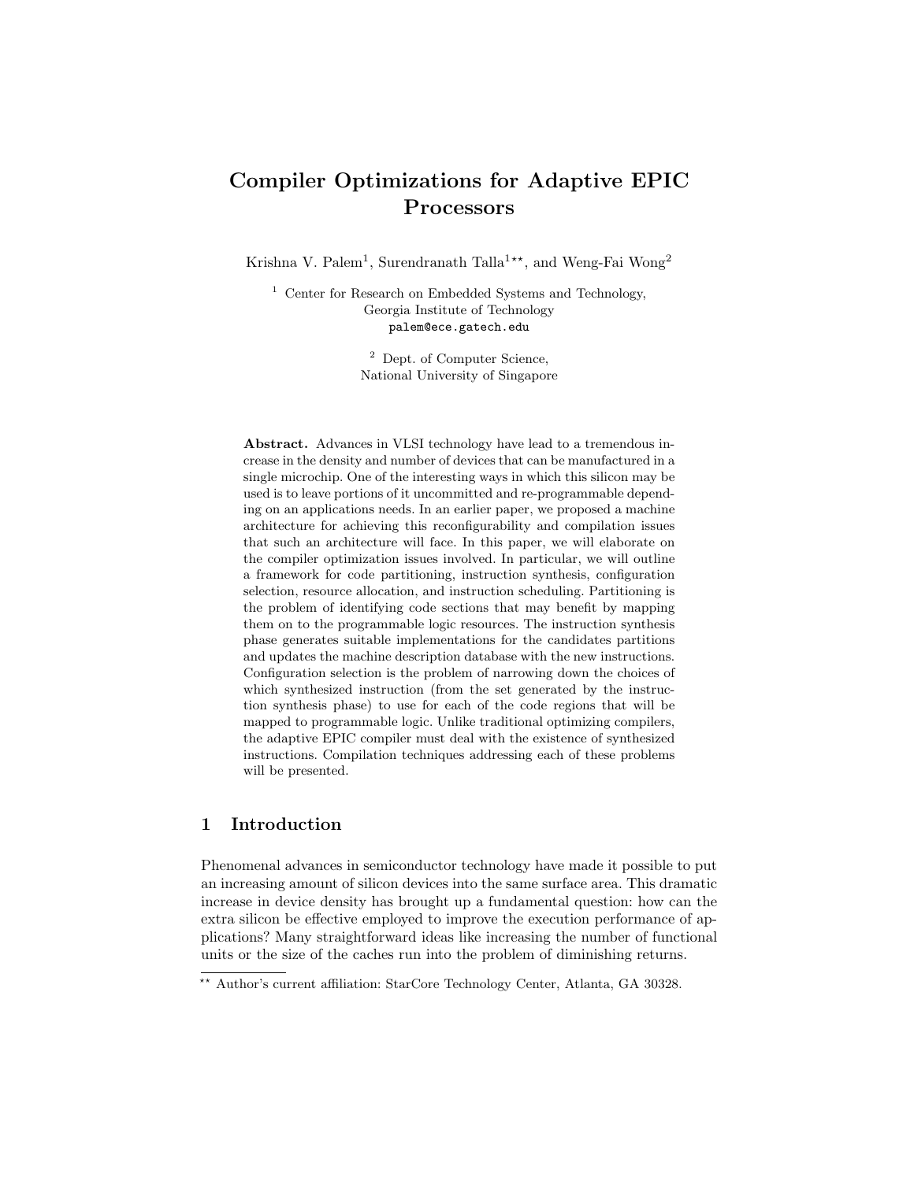# Compiler Optimizations for Adaptive EPIC Processors

Krishna V. Palem[1], Surendranath Talla[1**], and Weng-Fai Wong[2]

[1] Center for Research on Embedded Systems and Technology,
Georgia Institute of Technology
palem@ece.gatech.edu

[2] Dept. of Computer Science,
National University of Singapore

**Abstract.** Advances in VLSI technology have lead to a tremendous increase in the density and number of devices that can be manufactured in a single microchip. One of the interesting ways in which this silicon may be used is to leave portions of it uncommitted and re-programmable depending on an applications needs. In an earlier paper, we proposed a machine architecture for achieving this reconfigurability and compilation issues that such an architecture will face. In this paper, we will elaborate on the compiler optimization issues involved. In particular, we will outline a framework for code partitioning, instruction synthesis, configuration selection, resource allocation, and instruction scheduling. Partitioning is the problem of identifying code sections that may benefit by mapping them on to the programmable logic resources. The instruction synthesis phase generates suitable implementations for the candidates partitions and updates the machine description database with the new instructions. Configuration selection is the problem of narrowing down the choices of which synthesized instruction (from the set generated by the instruction synthesis phase) to use for each of the code regions that will be mapped to programmable logic. Unlike traditional optimizing compilers, the adaptive EPIC compiler must deal with the existence of synthesized instructions. Compilation techniques addressing each of these problems will be presented.

## 1 Introduction

Phenomenal advances in semiconductor technology have made it possible to put an increasing amount of silicon devices into the same surface area. This dramatic increase in device density has brought up a fundamental question: how can the extra silicon be effective employed to improve the execution performance of applications? Many straightforward ideas like increasing the number of functional units or the size of the caches run into the problem of diminishing returns.

[**] Author's current affiliation: StarCore Technology Center, Atlanta, GA 30328.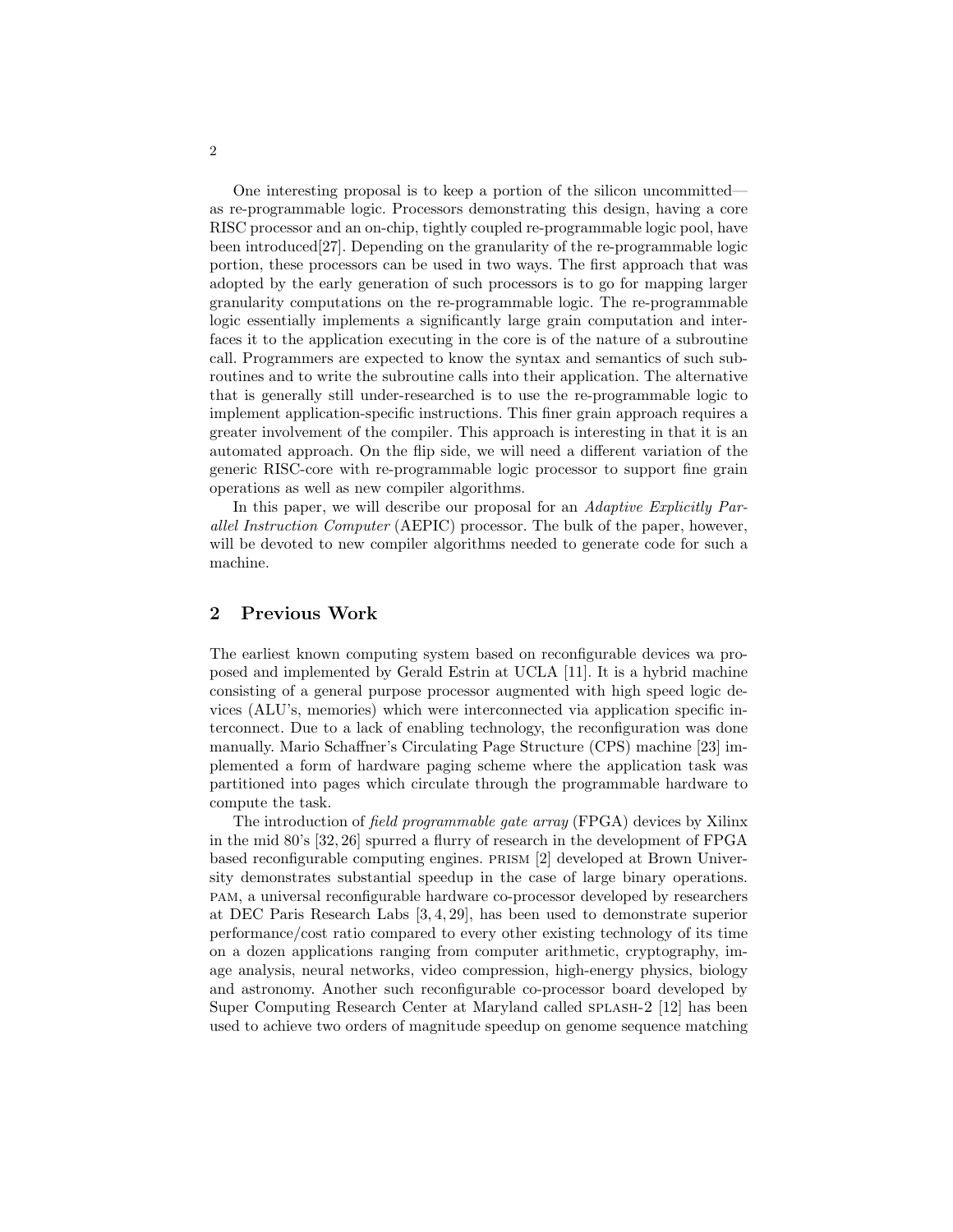One interesting proposal is to keep a portion of the silicon uncommitted—as re-programmable logic. Processors demonstrating this design, having a core RISC processor and an on-chip, tightly coupled re-programmable logic pool, have been introduced[27]. Depending on the granularity of the re-programmable logic portion, these processors can be used in two ways. The first approach that was adopted by the early generation of such processors is to go for mapping larger granularity computations on the re-programmable logic. The re-programmable logic essentially implements a significantly large grain computation and interfaces it to the application executing in the core is of the nature of a subroutine call. Programmers are expected to know the syntax and semantics of such subroutines and to write the subroutine calls into their application. The alternative that is generally still under-researched is to use the re-programmable logic to implement application-specific instructions. This finer grain approach requires a greater involvement of the compiler. This approach is interesting in that it is an automated approach. On the flip side, we will need a different variation of the generic RISC-core with re-programmable logic processor to support fine grain operations as well as new compiler algorithms.

In this paper, we will describe our proposal for an *Adaptive Explicitly Parallel Instruction Computer* (AEPIC) processor. The bulk of the paper, however, will be devoted to new compiler algorithms needed to generate code for such a machine.

## 2 Previous Work

The earliest known computing system based on reconfigurable devices wa proposed and implemented by Gerald Estrin at UCLA [11]. It is a hybrid machine consisting of a general purpose processor augmented with high speed logic devices (ALU's, memories) which were interconnected via application specific interconnect. Due to a lack of enabling technology, the reconfiguration was done manually. Mario Schaffner's Circulating Page Structure (CPS) machine [23] implemented a form of hardware paging scheme where the application task was partitioned into pages which circulate through the programmable hardware to compute the task.

The introduction of *field programmable gate array* (FPGA) devices by Xilinx in the mid 80's [32, 26] spurred a flurry of research in the development of FPGA based reconfigurable computing engines. PRISM [2] developed at Brown University demonstrates substantial speedup in the case of large binary operations. PAM, a universal reconfigurable hardware co-processor developed by researchers at DEC Paris Research Labs [3, 4, 29], has been used to demonstrate superior performance/cost ratio compared to every other existing technology of its time on a dozen applications ranging from computer arithmetic, cryptography, image analysis, neural networks, video compression, high-energy physics, biology and astronomy. Another such reconfigurable co-processor board developed by Super Computing Research Center at Maryland called SPLASH-2 [12] has been used to achieve two orders of magnitude speedup on genome sequence matching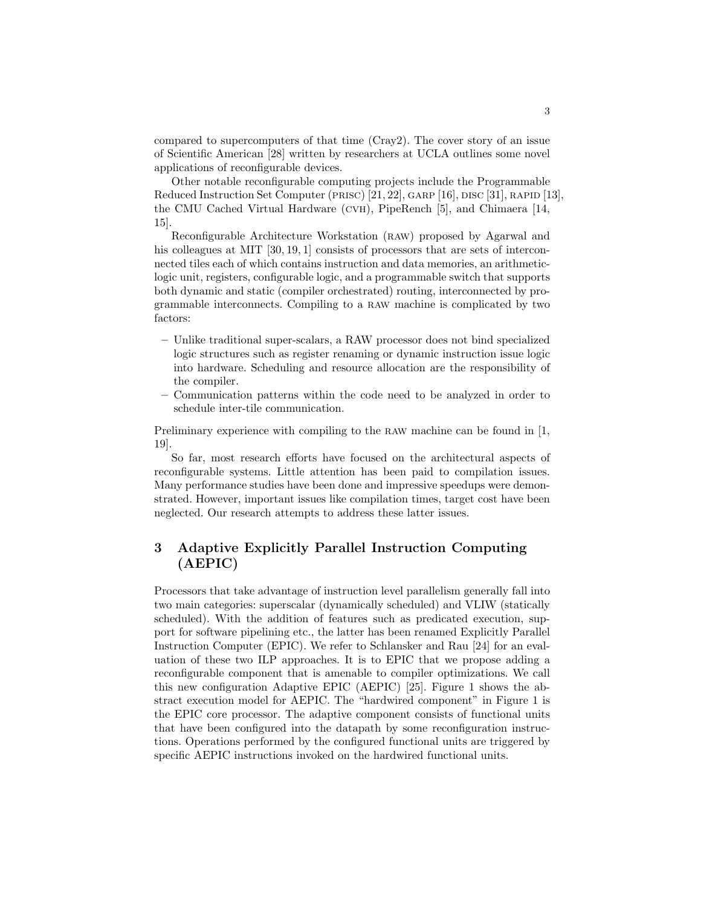compared to supercomputers of that time (Cray2). The cover story of an issue of Scientific American [28] written by researchers at UCLA outlines some novel applications of reconfigurable devices.

Other notable reconfigurable computing projects include the Programmable Reduced Instruction Set Computer (PRISC) [21, 22], GARP [16], DISC [31], RAPID [13], the CMU Cached Virtual Hardware (CVH), PipeRench [5], and Chimaera [14, 15].

Reconfigurable Architecture Workstation (RAW) proposed by Agarwal and his colleagues at MIT [30, 19, 1] consists of processors that are sets of interconnected tiles each of which contains instruction and data memories, an arithmetic-logic unit, registers, configurable logic, and a programmable switch that supports both dynamic and static (compiler orchestrated) routing, interconnected by programmable interconnects. Compiling to a RAW machine is complicated by two factors:

- Unlike traditional super-scalars, a RAW processor does not bind specialized logic structures such as register renaming or dynamic instruction issue logic into hardware. Scheduling and resource allocation are the responsibility of the compiler.
- Communication patterns within the code need to be analyzed in order to schedule inter-tile communication.

Preliminary experience with compiling to the RAW machine can be found in [1, 19].

So far, most research efforts have focused on the architectural aspects of reconfigurable systems. Little attention has been paid to compilation issues. Many performance studies have been done and impressive speedups were demonstrated. However, important issues like compilation times, target cost have been neglected. Our research attempts to address these latter issues.

## 3 Adaptive Explicitly Parallel Instruction Computing (AEPIC)

Processors that take advantage of instruction level parallelism generally fall into two main categories: superscalar (dynamically scheduled) and VLIW (statically scheduled). With the addition of features such as predicated execution, support for software pipelining etc., the latter has been renamed Explicitly Parallel Instruction Computer (EPIC). We refer to Schlansker and Rau [24] for an evaluation of these two ILP approaches. It is to EPIC that we propose adding a reconfigurable component that is amenable to compiler optimizations. We call this new configuration Adaptive EPIC (AEPIC) [25]. Figure 1 shows the abstract execution model for AEPIC. The "hardwired component" in Figure 1 is the EPIC core processor. The adaptive component consists of functional units that have been configured into the datapath by some reconfiguration instructions. Operations performed by the configured functional units are triggered by specific AEPIC instructions invoked on the hardwired functional units.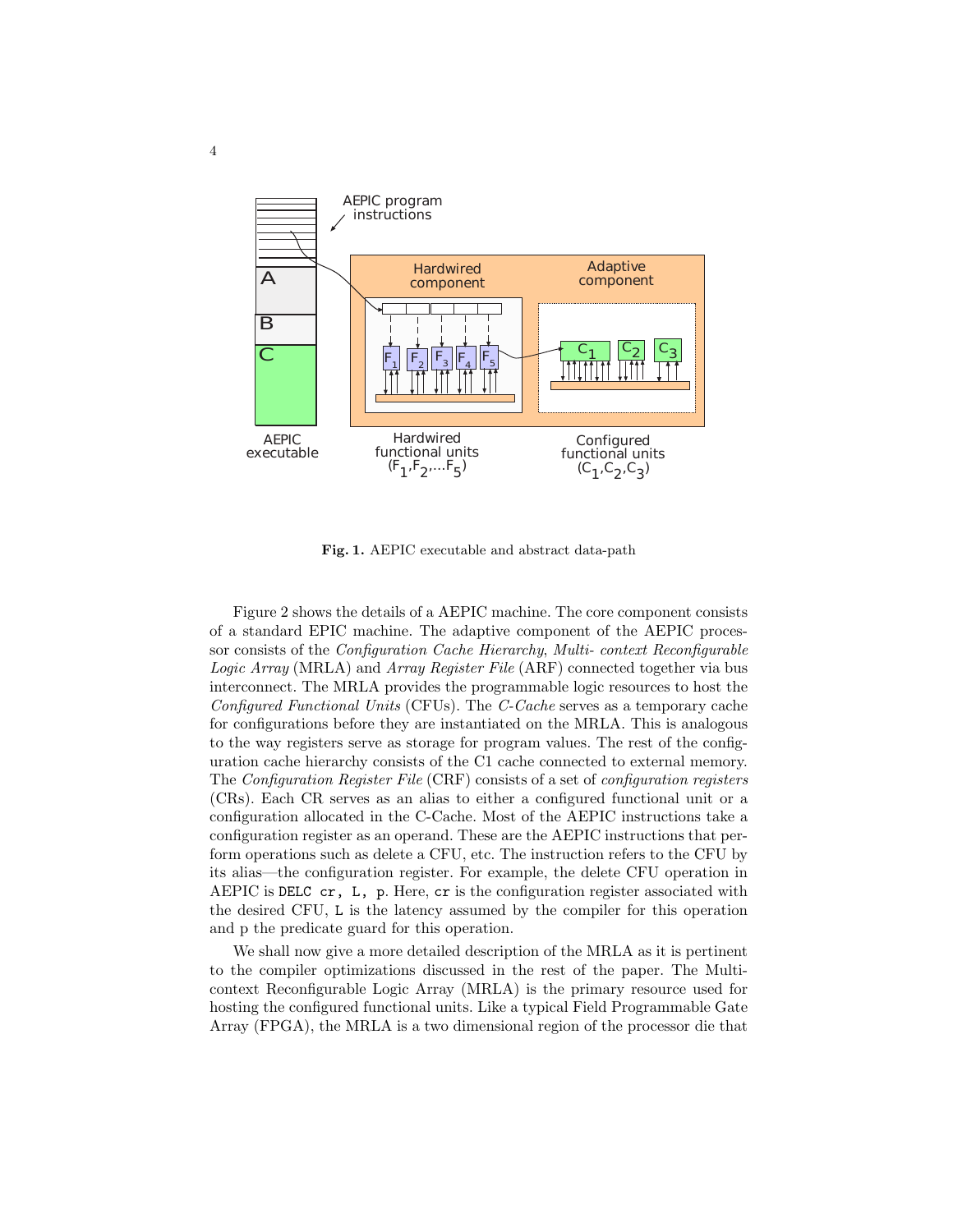AEPIC program instructions

A

B

C

AEPIC executable

Hardwired component

$F_1$ $F_2$ $F_3$ $F_4$ $F_5$

Adaptive component

$C_1$ $C_2$ $C_3$

Hardwired functional units ($F_1$,$F_2$,...$F_5$)

Configured functional units ($C_1$,$C_2$,$C_3$)

**Fig. 1.** AEPIC executable and abstract data-path

Figure 2 shows the details of a AEPIC machine. The core component consists of a standard EPIC machine. The adaptive component of the AEPIC processor consists of the *Configuration Cache Hierarchy*, *Multi- context Reconfigurable Logic Array* (MRLA) and *Array Register File* (ARF) connected together via bus interconnect. The MRLA provides the programmable logic resources to host the *Configured Functional Units* (CFUs). The *C-Cache* serves as a temporary cache for configurations before they are instantiated on the MRLA. This is analogous to the way registers serve as storage for program values. The rest of the configuration cache hierarchy consists of the C1 cache connected to external memory. The *Configuration Register File* (CRF) consists of a set of *configuration registers* (CRs). Each CR serves as an alias to either a configured functional unit or a configuration allocated in the C-Cache. Most of the AEPIC instructions take a configuration register as an operand. These are the AEPIC instructions that perform operations such as delete a CFU, etc. The instruction refers to the CFU by its alias—the configuration register. For example, the delete CFU operation in AEPIC is `DELC cr, L, p`. Here, `cr` is the configuration register associated with the desired CFU, `L` is the latency assumed by the compiler for this operation and p the predicate guard for this operation.

We shall now give a more detailed description of the MRLA as it is pertinent to the compiler optimizations discussed in the rest of the paper. The Multi-context Reconfigurable Logic Array (MRLA) is the primary resource used for hosting the configured functional units. Like a typical Field Programmable Gate Array (FPGA), the MRLA is a two dimensional region of the processor die that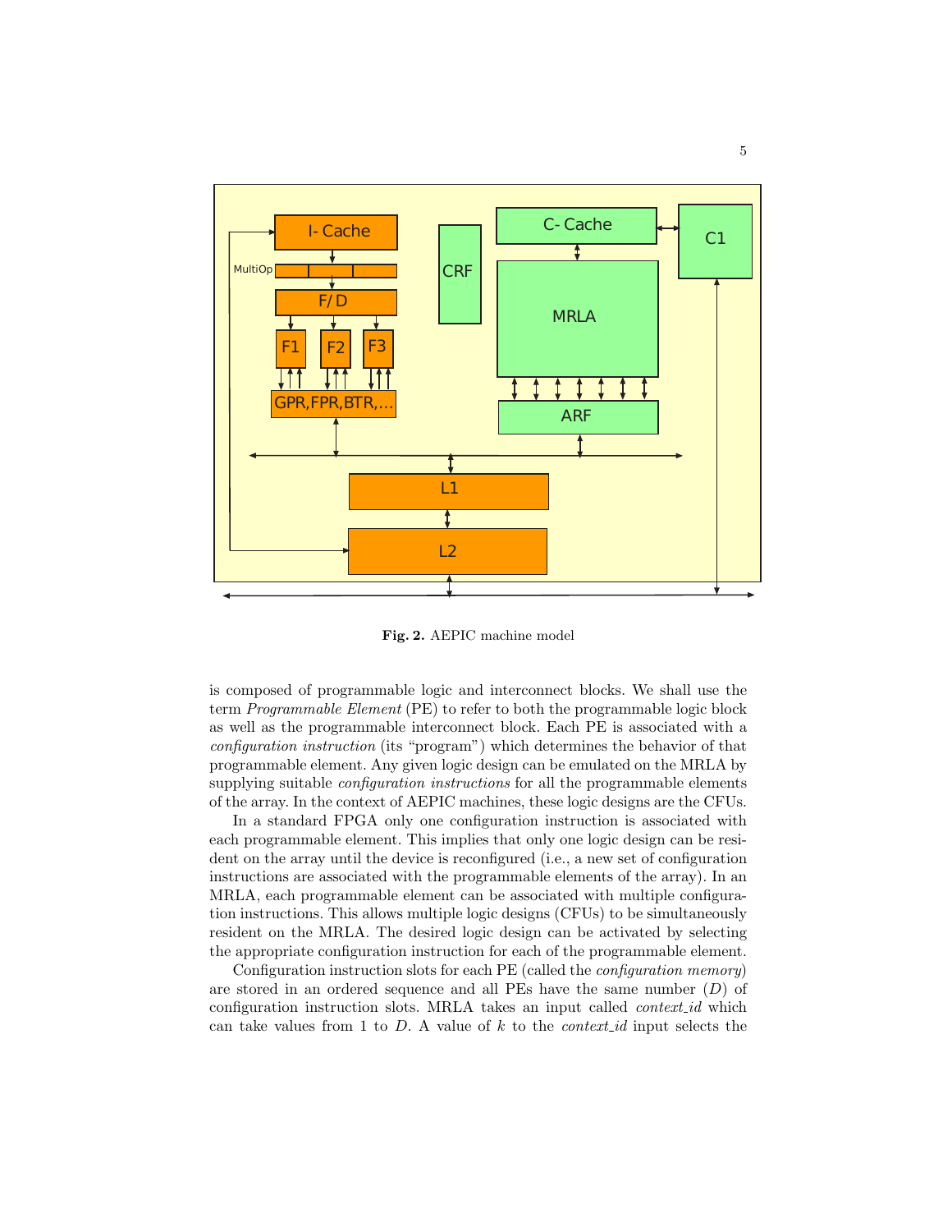**Fig. 2.** AEPIC machine model

is composed of programmable logic and interconnect blocks. We shall use the term *Programmable Element* (PE) to refer to both the programmable logic block as well as the programmable interconnect block. Each PE is associated with a *configuration instruction* (its "program") which determines the behavior of that programmable element. Any given logic design can be emulated on the MRLA by supplying suitable *configuration instructions* for all the programmable elements of the array. In the context of AEPIC machines, these logic designs are the CFUs.

In a standard FPGA only one configuration instruction is associated with each programmable element. This implies that only one logic design can be resident on the array until the device is reconfigured (i.e., a new set of configuration instructions are associated with the programmable elements of the array). In an MRLA, each programmable element can be associated with multiple configuration instructions. This allows multiple logic designs (CFUs) to be simultaneously resident on the MRLA. The desired logic design can be activated by selecting the appropriate configuration instruction for each of the programmable element.

Configuration instruction slots for each PE (called the *configuration memory*) are stored in an ordered sequence and all PEs have the same number ($D$) of configuration instruction slots. MRLA takes an input called *context_id* which can take values from 1 to $D$. A value of $k$ to the *context_id* input selects the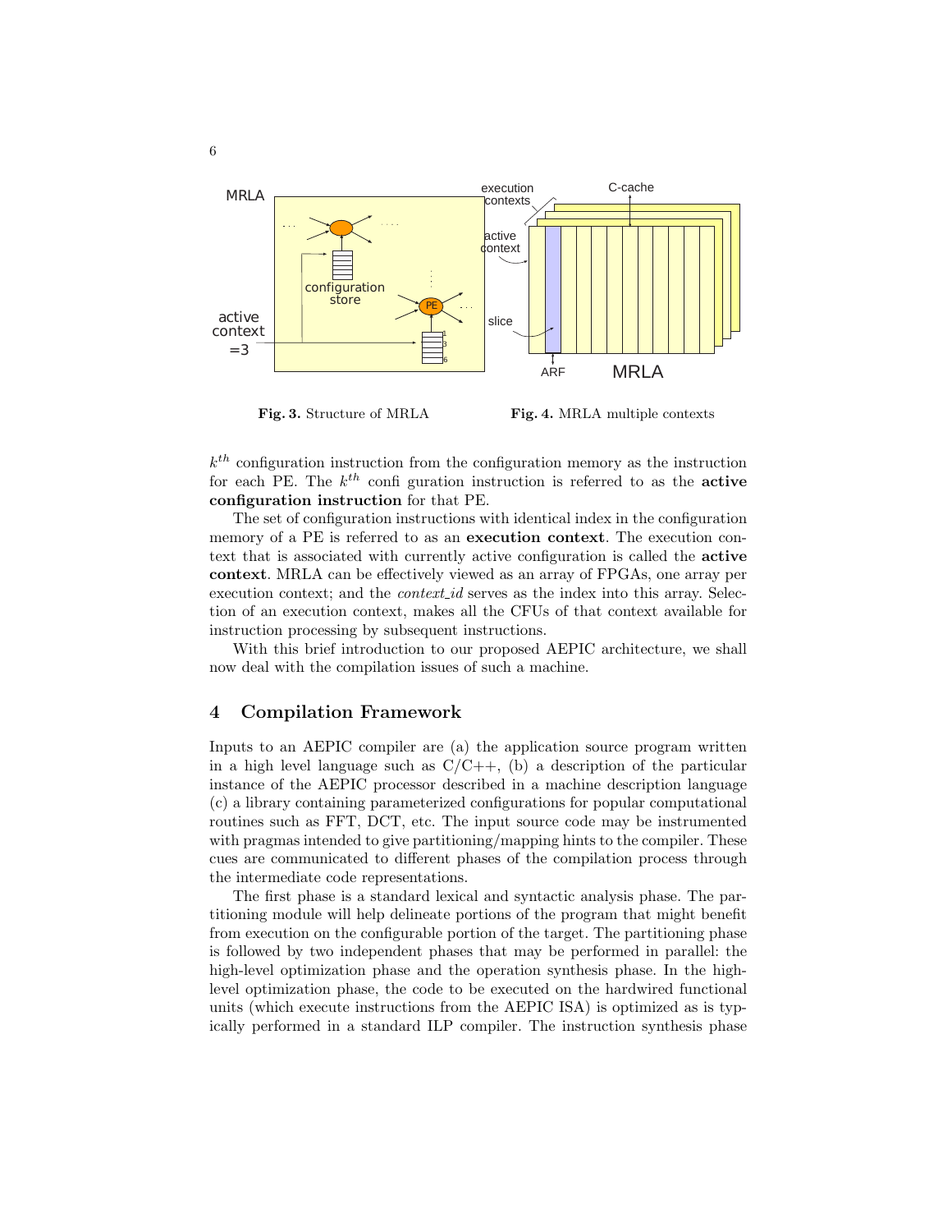MRLA

configuration store

PE

active context =3

execution contexts

C-cache

active context

slice

ARF

MRLA

**Fig. 3.** Structure of MRLA

**Fig. 4.** MRLA multiple contexts

$k^{th}$ configuration instruction from the configuration memory as the instruction for each PE. The $k^{th}$ confi guration instruction is referred to as the **active configuration instruction** for that PE.

The set of configuration instructions with identical index in the configuration memory of a PE is referred to as an **execution context**. The execution context that is associated with currently active configuration is called the **active context**. MRLA can be effectively viewed as an array of FPGAs, one array per execution context; and the *context_id* serves as the index into this array. Selection of an execution context, makes all the CFUs of that context available for instruction processing by subsequent instructions.

With this brief introduction to our proposed AEPIC architecture, we shall now deal with the compilation issues of such a machine.

## 4 Compilation Framework

Inputs to an AEPIC compiler are (a) the application source program written in a high level language such as C/C++, (b) a description of the particular instance of the AEPIC processor described in a machine description language (c) a library containing parameterized configurations for popular computational routines such as FFT, DCT, etc. The input source code may be instrumented with pragmas intended to give partitioning/mapping hints to the compiler. These cues are communicated to different phases of the compilation process through the intermediate code representations.

The first phase is a standard lexical and syntactic analysis phase. The partitioning module will help delineate portions of the program that might benefit from execution on the configurable portion of the target. The partitioning phase is followed by two independent phases that may be performed in parallel: the high-level optimization phase and the operation synthesis phase. In the high-level optimization phase, the code to be executed on the hardwired functional units (which execute instructions from the AEPIC ISA) is optimized as is typically performed in a standard ILP compiler. The instruction synthesis phase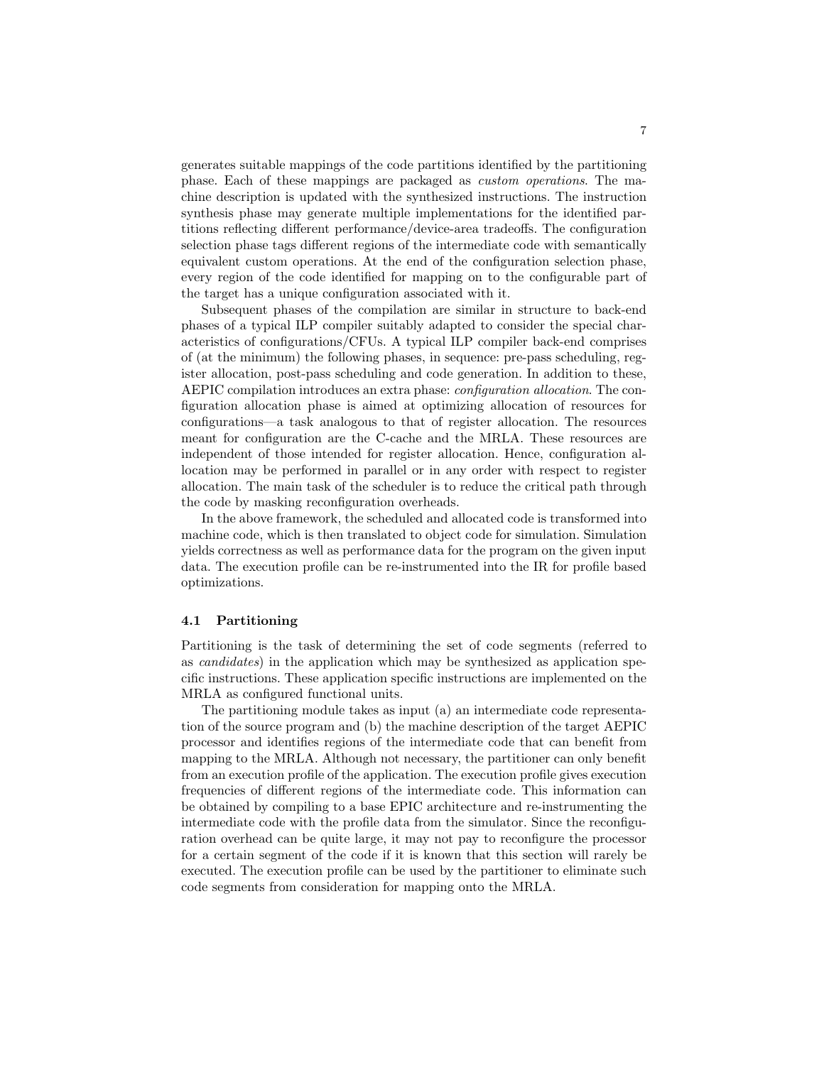generates suitable mappings of the code partitions identified by the partitioning phase. Each of these mappings are packaged as *custom operations*. The machine description is updated with the synthesized instructions. The instruction synthesis phase may generate multiple implementations for the identified partitions reflecting different performance/device-area tradeoffs. The configuration selection phase tags different regions of the intermediate code with semantically equivalent custom operations. At the end of the configuration selection phase, every region of the code identified for mapping on to the configurable part of the target has a unique configuration associated with it.

Subsequent phases of the compilation are similar in structure to back-end phases of a typical ILP compiler suitably adapted to consider the special characteristics of configurations/CFUs. A typical ILP compiler back-end comprises of (at the minimum) the following phases, in sequence: pre-pass scheduling, register allocation, post-pass scheduling and code generation. In addition to these, AEPIC compilation introduces an extra phase: *configuration allocation*. The configuration allocation phase is aimed at optimizing allocation of resources for configurations—a task analogous to that of register allocation. The resources meant for configuration are the C-cache and the MRLA. These resources are independent of those intended for register allocation. Hence, configuration allocation may be performed in parallel or in any order with respect to register allocation. The main task of the scheduler is to reduce the critical path through the code by masking reconfiguration overheads.

In the above framework, the scheduled and allocated code is transformed into machine code, which is then translated to object code for simulation. Simulation yields correctness as well as performance data for the program on the given input data. The execution profile can be re-instrumented into the IR for profile based optimizations.

### 4.1 Partitioning

Partitioning is the task of determining the set of code segments (referred to as *candidates*) in the application which may be synthesized as application specific instructions. These application specific instructions are implemented on the MRLA as configured functional units.

The partitioning module takes as input (a) an intermediate code representation of the source program and (b) the machine description of the target AEPIC processor and identifies regions of the intermediate code that can benefit from mapping to the MRLA. Although not necessary, the partitioner can only benefit from an execution profile of the application. The execution profile gives execution frequencies of different regions of the intermediate code. This information can be obtained by compiling to a base EPIC architecture and re-instrumenting the intermediate code with the profile data from the simulator. Since the reconfiguration overhead can be quite large, it may not pay to reconfigure the processor for a certain segment of the code if it is known that this section will rarely be executed. The execution profile can be used by the partitioner to eliminate such code segments from consideration for mapping onto the MRLA.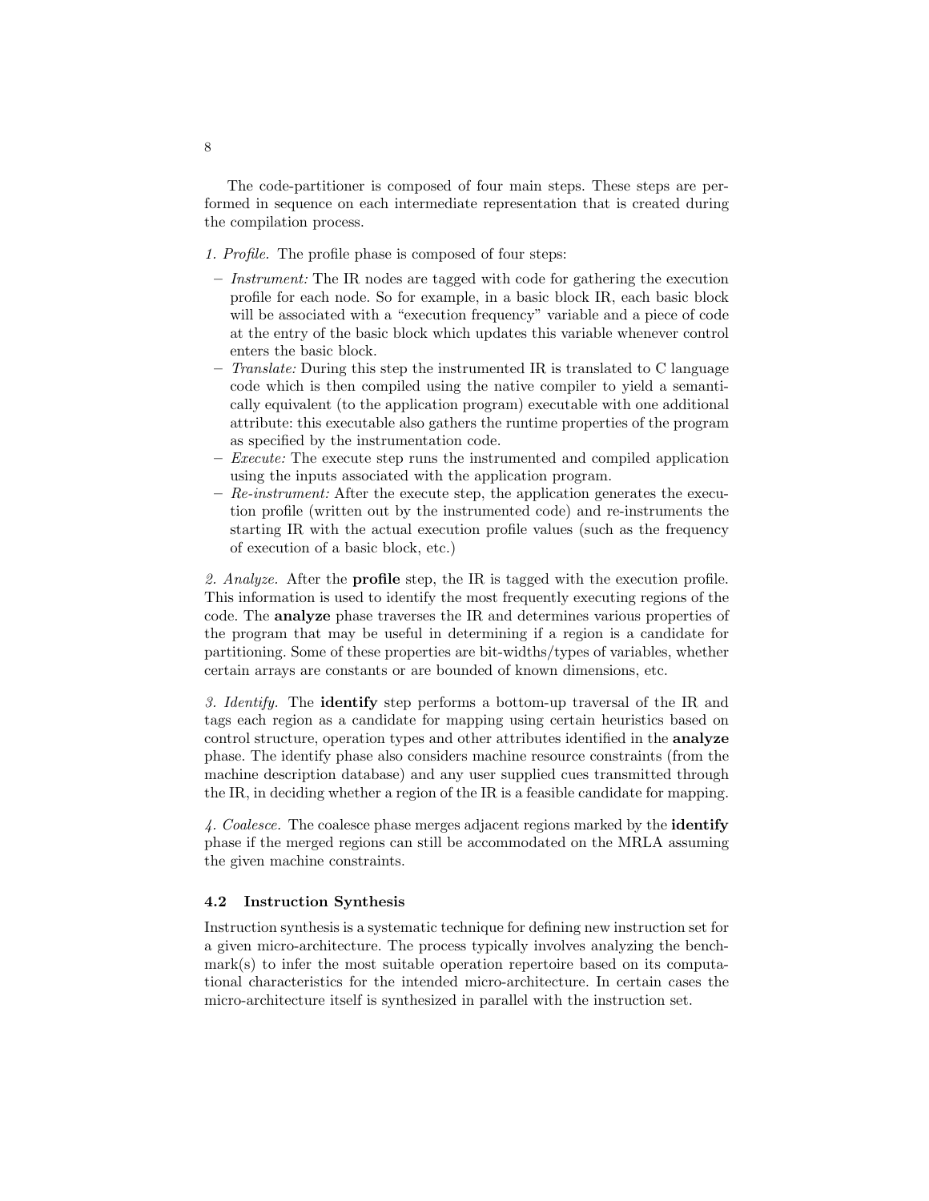The code-partitioner is composed of four main steps. These steps are performed in sequence on each intermediate representation that is created during the compilation process.

*1. Profile.* The profile phase is composed of four steps:

- *Instrument:* The IR nodes are tagged with code for gathering the execution profile for each node. So for example, in a basic block IR, each basic block will be associated with a "execution frequency" variable and a piece of code at the entry of the basic block which updates this variable whenever control enters the basic block.
- *Translate:* During this step the instrumented IR is translated to C language code which is then compiled using the native compiler to yield a semantically equivalent (to the application program) executable with one additional attribute: this executable also gathers the runtime properties of the program as specified by the instrumentation code.
- *Execute:* The execute step runs the instrumented and compiled application using the inputs associated with the application program.
- *Re-instrument:* After the execute step, the application generates the execution profile (written out by the instrumented code) and re-instruments the starting IR with the actual execution profile values (such as the frequency of execution of a basic block, etc.)

*2. Analyze.* After the **profile** step, the IR is tagged with the execution profile. This information is used to identify the most frequently executing regions of the code. The **analyze** phase traverses the IR and determines various properties of the program that may be useful in determining if a region is a candidate for partitioning. Some of these properties are bit-widths/types of variables, whether certain arrays are constants or are bounded of known dimensions, etc.

*3. Identify.* The **identify** step performs a bottom-up traversal of the IR and tags each region as a candidate for mapping using certain heuristics based on control structure, operation types and other attributes identified in the **analyze** phase. The identify phase also considers machine resource constraints (from the machine description database) and any user supplied cues transmitted through the IR, in deciding whether a region of the IR is a feasible candidate for mapping.

*4. Coalesce.* The coalesce phase merges adjacent regions marked by the **identify** phase if the merged regions can still be accommodated on the MRLA assuming the given machine constraints.

### 4.2 Instruction Synthesis

Instruction synthesis is a systematic technique for defining new instruction set for a given micro-architecture. The process typically involves analyzing the benchmark(s) to infer the most suitable operation repertoire based on its computational characteristics for the intended micro-architecture. In certain cases the micro-architecture itself is synthesized in parallel with the instruction set.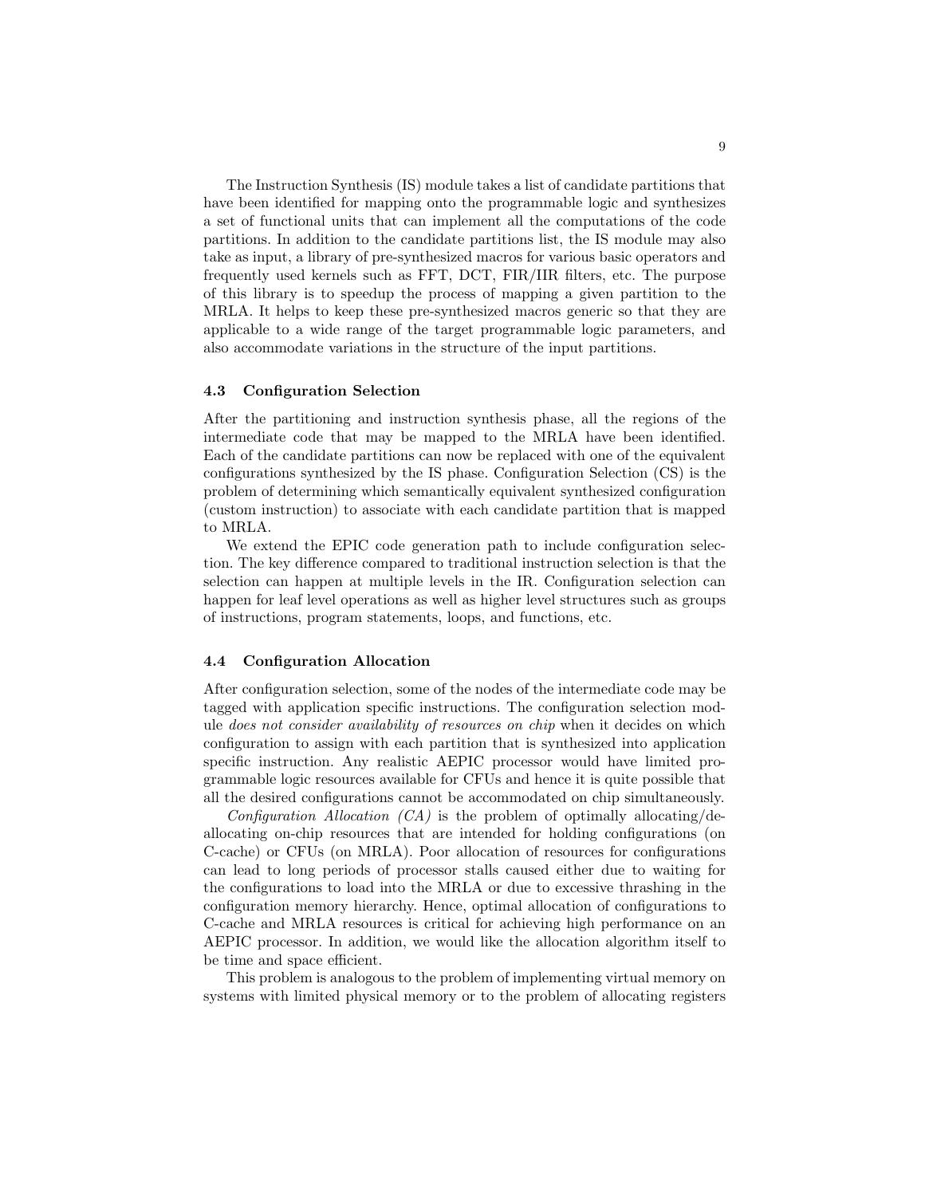The Instruction Synthesis (IS) module takes a list of candidate partitions that have been identified for mapping onto the programmable logic and synthesizes a set of functional units that can implement all the computations of the code partitions. In addition to the candidate partitions list, the IS module may also take as input, a library of pre-synthesized macros for various basic operators and frequently used kernels such as FFT, DCT, FIR/IIR filters, etc. The purpose of this library is to speedup the process of mapping a given partition to the MRLA. It helps to keep these pre-synthesized macros generic so that they are applicable to a wide range of the target programmable logic parameters, and also accommodate variations in the structure of the input partitions.

### 4.3 Configuration Selection

After the partitioning and instruction synthesis phase, all the regions of the intermediate code that may be mapped to the MRLA have been identified. Each of the candidate partitions can now be replaced with one of the equivalent configurations synthesized by the IS phase. Configuration Selection (CS) is the problem of determining which semantically equivalent synthesized configuration (custom instruction) to associate with each candidate partition that is mapped to MRLA.

We extend the EPIC code generation path to include configuration selection. The key difference compared to traditional instruction selection is that the selection can happen at multiple levels in the IR. Configuration selection can happen for leaf level operations as well as higher level structures such as groups of instructions, program statements, loops, and functions, etc.

### 4.4 Configuration Allocation

After configuration selection, some of the nodes of the intermediate code may be tagged with application specific instructions. The configuration selection module *does not consider availability of resources on chip* when it decides on which configuration to assign with each partition that is synthesized into application specific instruction. Any realistic AEPIC processor would have limited programmable logic resources available for CFUs and hence it is quite possible that all the desired configurations cannot be accommodated on chip simultaneously.

*Configuration Allocation (CA)* is the problem of optimally allocating/de-allocating on-chip resources that are intended for holding configurations (on C-cache) or CFUs (on MRLA). Poor allocation of resources for configurations can lead to long periods of processor stalls caused either due to waiting for the configurations to load into the MRLA or due to excessive thrashing in the configuration memory hierarchy. Hence, optimal allocation of configurations to C-cache and MRLA resources is critical for achieving high performance on an AEPIC processor. In addition, we would like the allocation algorithm itself to be time and space efficient.

This problem is analogous to the problem of implementing virtual memory on systems with limited physical memory or to the problem of allocating registers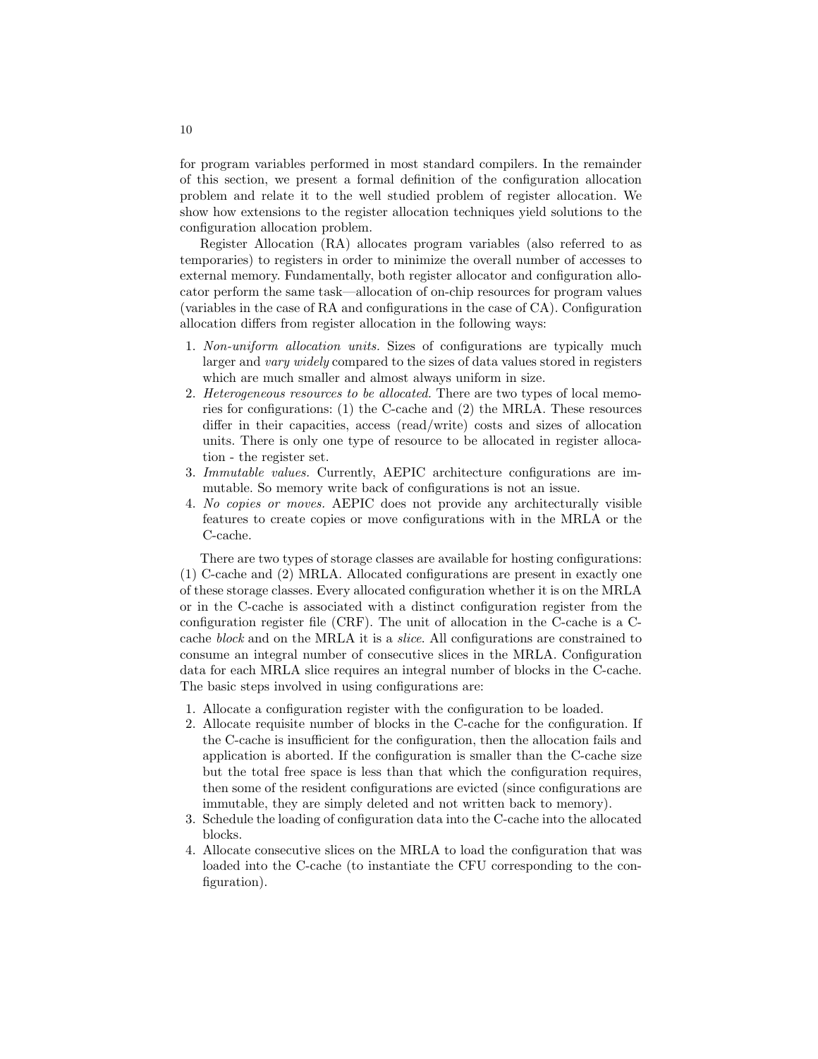for program variables performed in most standard compilers. In the remainder of this section, we present a formal definition of the configuration allocation problem and relate it to the well studied problem of register allocation. We show how extensions to the register allocation techniques yield solutions to the configuration allocation problem.

Register Allocation (RA) allocates program variables (also referred to as temporaries) to registers in order to minimize the overall number of accesses to external memory. Fundamentally, both register allocator and configuration allocator perform the same task—allocation of on-chip resources for program values (variables in the case of RA and configurations in the case of CA). Configuration allocation differs from register allocation in the following ways:

1. *Non-uniform allocation units.* Sizes of configurations are typically much larger and *vary widely* compared to the sizes of data values stored in registers which are much smaller and almost always uniform in size.
2. *Heterogeneous resources to be allocated.* There are two types of local memories for configurations: (1) the C-cache and (2) the MRLA. These resources differ in their capacities, access (read/write) costs and sizes of allocation units. There is only one type of resource to be allocated in register allocation - the register set.
3. *Immutable values.* Currently, AEPIC architecture configurations are immutable. So memory write back of configurations is not an issue.
4. *No copies or moves.* AEPIC does not provide any architecturally visible features to create copies or move configurations with in the MRLA or the C-cache.

There are two types of storage classes are available for hosting configurations: (1) C-cache and (2) MRLA. Allocated configurations are present in exactly one of these storage classes. Every allocated configuration whether it is on the MRLA or in the C-cache is associated with a distinct configuration register from the configuration register file (CRF). The unit of allocation in the C-cache is a C-cache *block* and on the MRLA it is a *slice*. All configurations are constrained to consume an integral number of consecutive slices in the MRLA. Configuration data for each MRLA slice requires an integral number of blocks in the C-cache. The basic steps involved in using configurations are:

1. Allocate a configuration register with the configuration to be loaded.
2. Allocate requisite number of blocks in the C-cache for the configuration. If the C-cache is insufficient for the configuration, then the allocation fails and application is aborted. If the configuration is smaller than the C-cache size but the total free space is less than that which the configuration requires, then some of the resident configurations are evicted (since configurations are immutable, they are simply deleted and not written back to memory).
3. Schedule the loading of configuration data into the C-cache into the allocated blocks.
4. Allocate consecutive slices on the MRLA to load the configuration that was loaded into the C-cache (to instantiate the CFU corresponding to the configuration).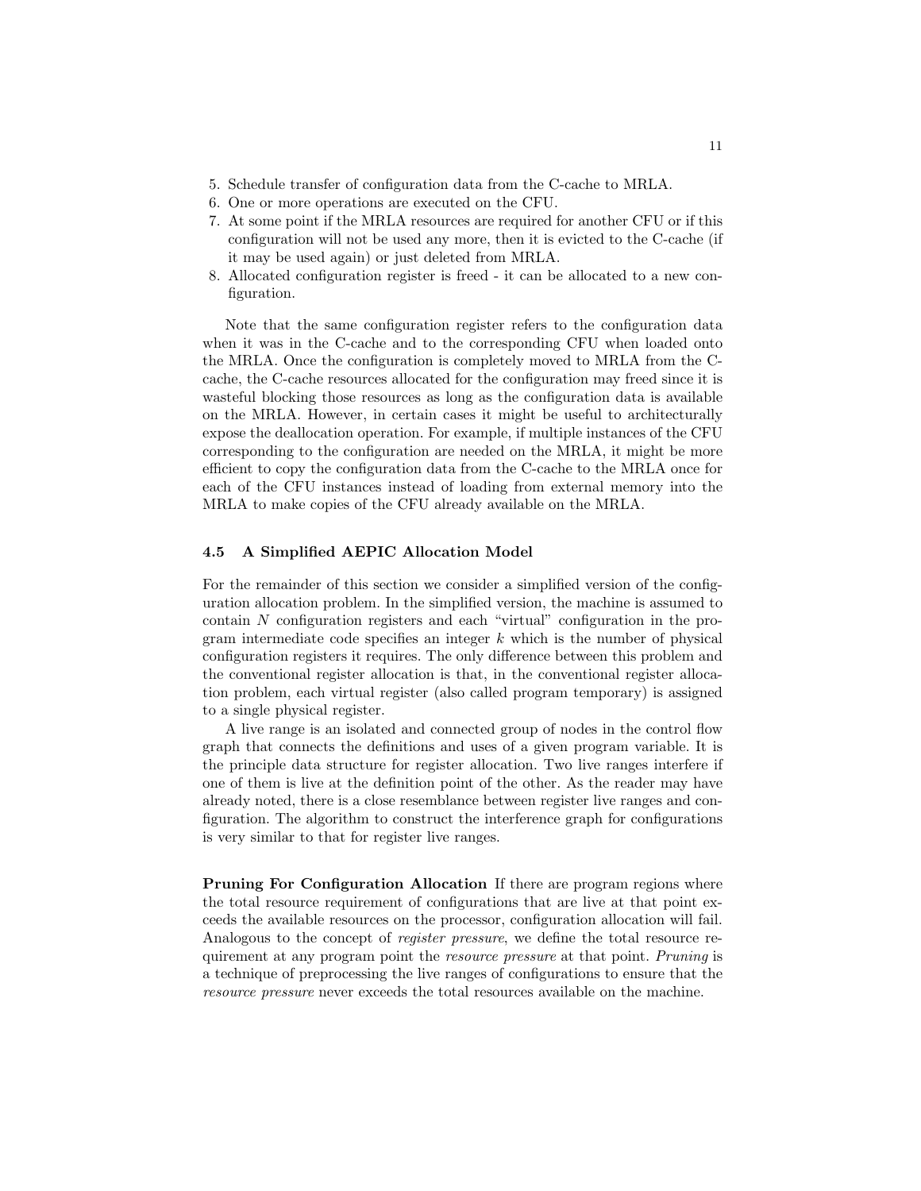5. Schedule transfer of configuration data from the C-cache to MRLA.
6. One or more operations are executed on the CFU.
7. At some point if the MRLA resources are required for another CFU or if this configuration will not be used any more, then it is evicted to the C-cache (if it may be used again) or just deleted from MRLA.
8. Allocated configuration register is freed - it can be allocated to a new configuration.

Note that the same configuration register refers to the configuration data when it was in the C-cache and to the corresponding CFU when loaded onto the MRLA. Once the configuration is completely moved to MRLA from the C-cache, the C-cache resources allocated for the configuration may freed since it is wasteful blocking those resources as long as the configuration data is available on the MRLA. However, in certain cases it might be useful to architecturally expose the deallocation operation. For example, if multiple instances of the CFU corresponding to the configuration are needed on the MRLA, it might be more efficient to copy the configuration data from the C-cache to the MRLA once for each of the CFU instances instead of loading from external memory into the MRLA to make copies of the CFU already available on the MRLA.

### 4.5 A Simplified AEPIC Allocation Model

For the remainder of this section we consider a simplified version of the configuration allocation problem. In the simplified version, the machine is assumed to contain $N$ configuration registers and each "virtual" configuration in the program intermediate code specifies an integer $k$ which is the number of physical configuration registers it requires. The only difference between this problem and the conventional register allocation is that, in the conventional register allocation problem, each virtual register (also called program temporary) is assigned to a single physical register.

A live range is an isolated and connected group of nodes in the control flow graph that connects the definitions and uses of a given program variable. It is the principle data structure for register allocation. Two live ranges interfere if one of them is live at the definition point of the other. As the reader may have already noted, there is a close resemblance between register live ranges and configuration. The algorithm to construct the interference graph for configurations is very similar to that for register live ranges.

**Pruning For Configuration Allocation** If there are program regions where the total resource requirement of configurations that are live at that point exceeds the available resources on the processor, configuration allocation will fail. Analogous to the concept of *register pressure*, we define the total resource requirement at any program point the *resource pressure* at that point. *Pruning* is a technique of preprocessing the live ranges of configurations to ensure that the *resource pressure* never exceeds the total resources available on the machine.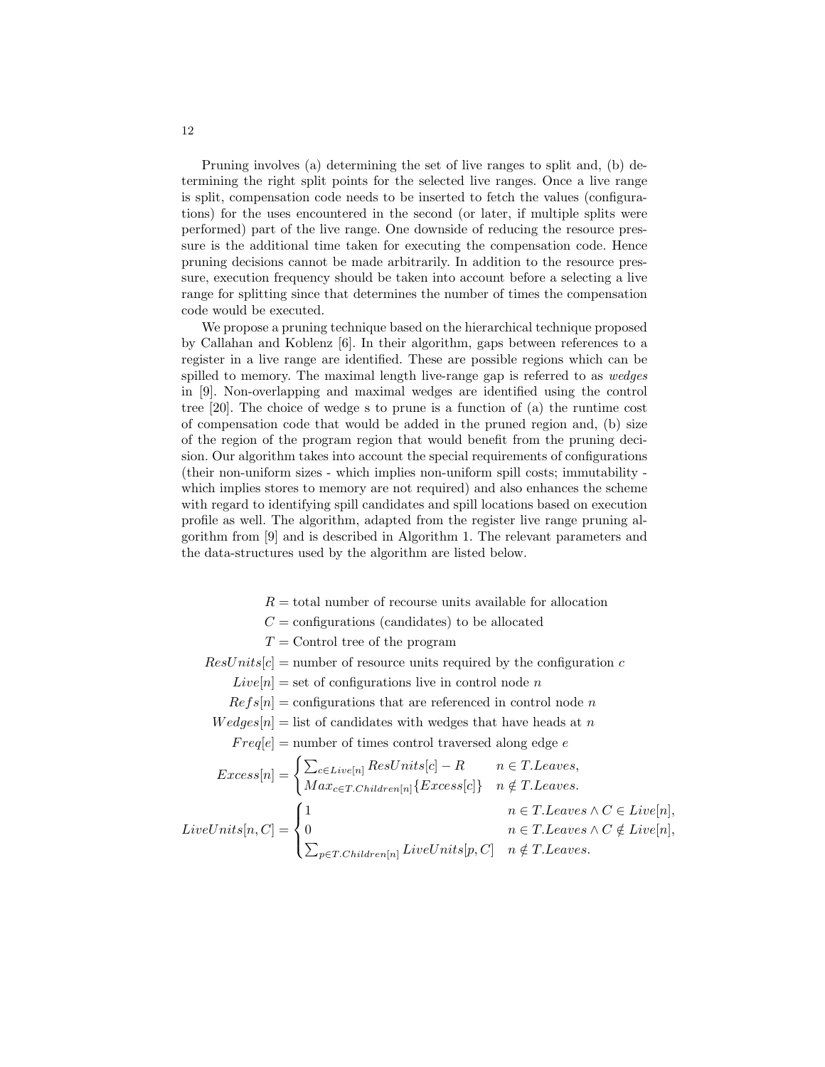Pruning involves (a) determining the set of live ranges to split and, (b) determining the right split points for the selected live ranges. Once a live range is split, compensation code needs to be inserted to fetch the values (configurations) for the uses encountered in the second (or later, if multiple splits were performed) part of the live range. One downside of reducing the resource pressure is the additional time taken for executing the compensation code. Hence pruning decisions cannot be made arbitrarily. In addition to the resource pressure, execution frequency should be taken into account before a selecting a live range for splitting since that determines the number of times the compensation code would be executed.

We propose a pruning technique based on the hierarchical technique proposed by Callahan and Koblenz [6]. In their algorithm, gaps between references to a register in a live range are identified. These are possible regions which can be spilled to memory. The maximal length live-range gap is referred to as *wedges* in [9]. Non-overlapping and maximal wedges are identified using the control tree [20]. The choice of wedge s to prune is a function of (a) the runtime cost of compensation code that would be added in the pruned region and, (b) size of the region of the program region that would benefit from the pruning decision. Our algorithm takes into account the special requirements of configurations (their non-uniform sizes - which implies non-uniform spill costs; immutability - which implies stores to memory are not required) and also enhances the scheme with regard to identifying spill candidates and spill locations based on execution profile as well. The algorithm, adapted from the register live range pruning algorithm from [9] and is described in Algorithm 1. The relevant parameters and the data-structures used by the algorithm are listed below.

$$R = \text{total number of recourse units available for allocation}$$

$$C = \text{configurations (candidates) to be allocated}$$

$$T = \text{Control tree of the program}$$

$$ResUnits[c] = \text{number of resource units required by the configuration } c$$

$$Live[n] = \text{set of configurations live in control node } n$$

$$Refs[n] = \text{configurations that are referenced in control node } n$$

$$Wedges[n] = \text{list of candidates with wedges that have heads at } n$$

$$Freq[e] = \text{number of times control traversed along edge } e$$

$$Excess[n] = \begin{cases} \sum_{c \in Live[n]} ResUnits[c] - R & n \in T.Leaves, \\ Max_{c \in T.Children[n]}\{Excess[c]\} & n \notin T.Leaves. \end{cases}$$

$$LiveUnits[n, C] = \begin{cases} 1 & n \in T.Leaves \wedge C \in Live[n], \\ 0 & n \in T.Leaves \wedge C \notin Live[n], \\ \sum_{p \in T.Children[n]} LiveUnits[p, C] & n \notin T.Leaves. \end{cases}$$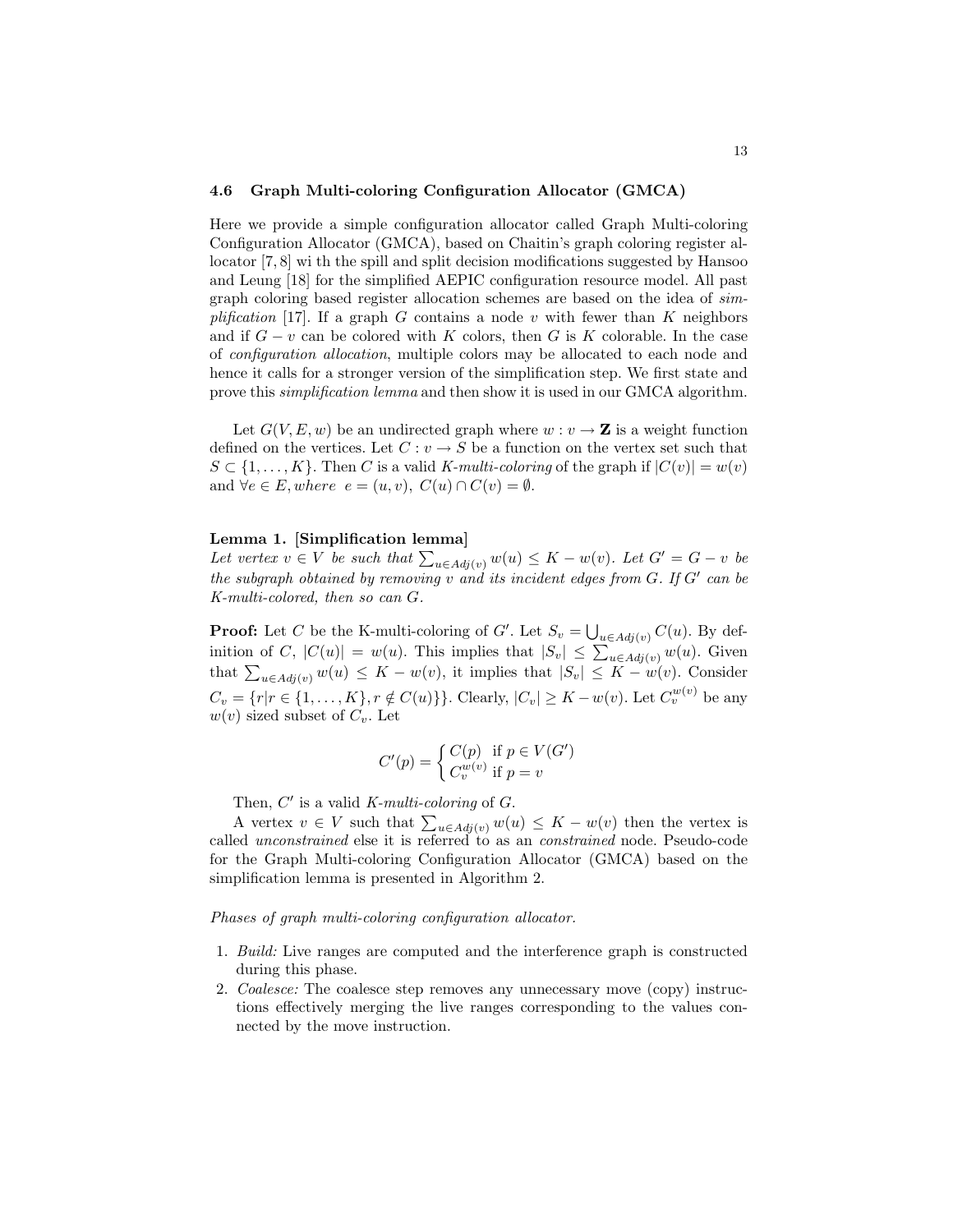### 4.6 Graph Multi-coloring Configuration Allocator (GMCA)

Here we provide a simple configuration allocator called Graph Multi-coloring Configuration Allocator (GMCA), based on Chaitin's graph coloring register allocator [7, 8] wi th the spill and split decision modifications suggested by Hansoo and Leung [18] for the simplified AEPIC configuration resource model. All past graph coloring based register allocation schemes are based on the idea of *simplification* [17]. If a graph $G$ contains a node $v$ with fewer than $K$ neighbors and if $G - v$ can be colored with $K$ colors, then $G$ is $K$ colorable. In the case of *configuration allocation*, multiple colors may be allocated to each node and hence it calls for a stronger version of the simplification step. We first state and prove this *simplification lemma* and then show it is used in our GMCA algorithm.

Let $G(V, E, w)$ be an undirected graph where $w : v \rightarrow \mathbf{Z}$ is a weight function defined on the vertices. Let $C : v \rightarrow S$ be a function on the vertex set such that $S \subset \{1, \ldots, K\}$. Then $C$ is a valid *K-multi-coloring* of the graph if $|C(v)| = w(v)$ and $\forall e \in E, where \;\; e = (u, v), \; C(u) \cap C(v) = \emptyset$.

**Lemma 1. [Simplification lemma]**
*Let vertex $v \in V$ be such that $\sum_{u \in Adj(v)} w(u) \leq K - w(v)$. Let $G' = G - v$ be the subgraph obtained by removing $v$ and its incident edges from $G$. If $G'$ can be K-multi-colored, then so can $G$.*

**Proof:** Let $C$ be the K-multi-coloring of $G'$. Let $S_v = \bigcup_{u \in Adj(v)} C(u)$. By definition of $C$, $|C(u)| = w(u)$. This implies that $|S_v| \leq \sum_{u \in Adj(v)} w(u)$. Given that $\sum_{u \in Adj(v)} w(u) \leq K - w(v)$, it implies that $|S_v| \leq K - w(v)$. Consider $C_v = \{r | r \in \{1, \ldots, K\}, r \notin C(u)\}\}$. Clearly, $|C_v| \geq K - w(v)$. Let $C_v^{w(v)}$ be any $w(v)$ sized subset of $C_v$. Let

$$C'(p) = \begin{cases} C(p) & \text{if } p \in V(G') \\ C_v^{w(v)} & \text{if } p = v \end{cases}$$

Then, $C'$ is a valid *K-multi-coloring* of $G$.

A vertex $v \in V$ such that $\sum_{u \in Adj(v)} w(u) \leq K - w(v)$ then the vertex is called *unconstrained* else it is referred to as an *constrained* node. Pseudo-code for the Graph Multi-coloring Configuration Allocator (GMCA) based on the simplification lemma is presented in Algorithm 2.

*Phases of graph multi-coloring configuration allocator.*

1. *Build:* Live ranges are computed and the interference graph is constructed during this phase.
2. *Coalesce:* The coalesce step removes any unnecessary move (copy) instructions effectively merging the live ranges corresponding to the values connected by the move instruction.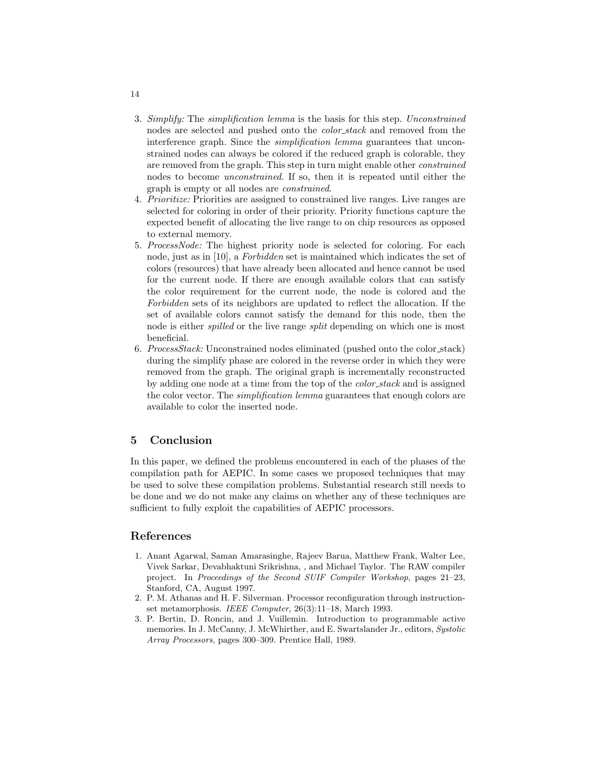3. *Simplify:* The *simplification lemma* is the basis for this step. *Unconstrained* nodes are selected and pushed onto the *color_stack* and removed from the interference graph. Since the *simplification lemma* guarantees that unconstrained nodes can always be colored if the reduced graph is colorable, they are removed from the graph. This step in turn might enable other *constrained* nodes to become *unconstrained*. If so, then it is repeated until either the graph is empty or all nodes are *constrained*.
4. *Prioritize:* Priorities are assigned to constrained live ranges. Live ranges are selected for coloring in order of their priority. Priority functions capture the expected benefit of allocating the live range to on chip resources as opposed to external memory.
5. *ProcessNode:* The highest priority node is selected for coloring. For each node, just as in [10], a *Forbidden* set is maintained which indicates the set of colors (resources) that have already been allocated and hence cannot be used for the current node. If there are enough available colors that can satisfy the color requirement for the current node, the node is colored and the *Forbidden* sets of its neighbors are updated to reflect the allocation. If the set of available colors cannot satisfy the demand for this node, then the node is either *spilled* or the live range *split* depending on which one is most beneficial.
6. *ProcessStack:* Unconstrained nodes eliminated (pushed onto the color_stack) during the simplify phase are colored in the reverse order in which they were removed from the graph. The original graph is incrementally reconstructed by adding one node at a time from the top of the *color_stack* and is assigned the color vector. The *simplification lemma* guarantees that enough colors are available to color the inserted node.

## 5 Conclusion

In this paper, we defined the problems encountered in each of the phases of the compilation path for AEPIC. In some cases we proposed techniques that may be used to solve these compilation problems. Substantial research still needs to be done and we do not make any claims on whether any of these techniques are sufficient to fully exploit the capabilities of AEPIC processors.

## References

1. Anant Agarwal, Saman Amarasinghe, Rajeev Barua, Matthew Frank, Walter Lee, Vivek Sarkar, Devabhaktuni Srikrishna, , and Michael Taylor. The RAW compiler project. In *Proceedings of the Second SUIF Compiler Workshop*, pages 21–23, Stanford, CA, August 1997.
2. P. M. Athanas and H. F. Silverman. Processor reconfiguration through instruction-set metamorphosis. *IEEE Computer*, 26(3):11–18, March 1993.
3. P. Bertin, D. Roncin, and J. Vuillemin. Introduction to programmable active memories. In J. McCanny, J. McWhirther, and E. Swartslander Jr., editors, *Systolic Array Processors*, pages 300–309. Prentice Hall, 1989.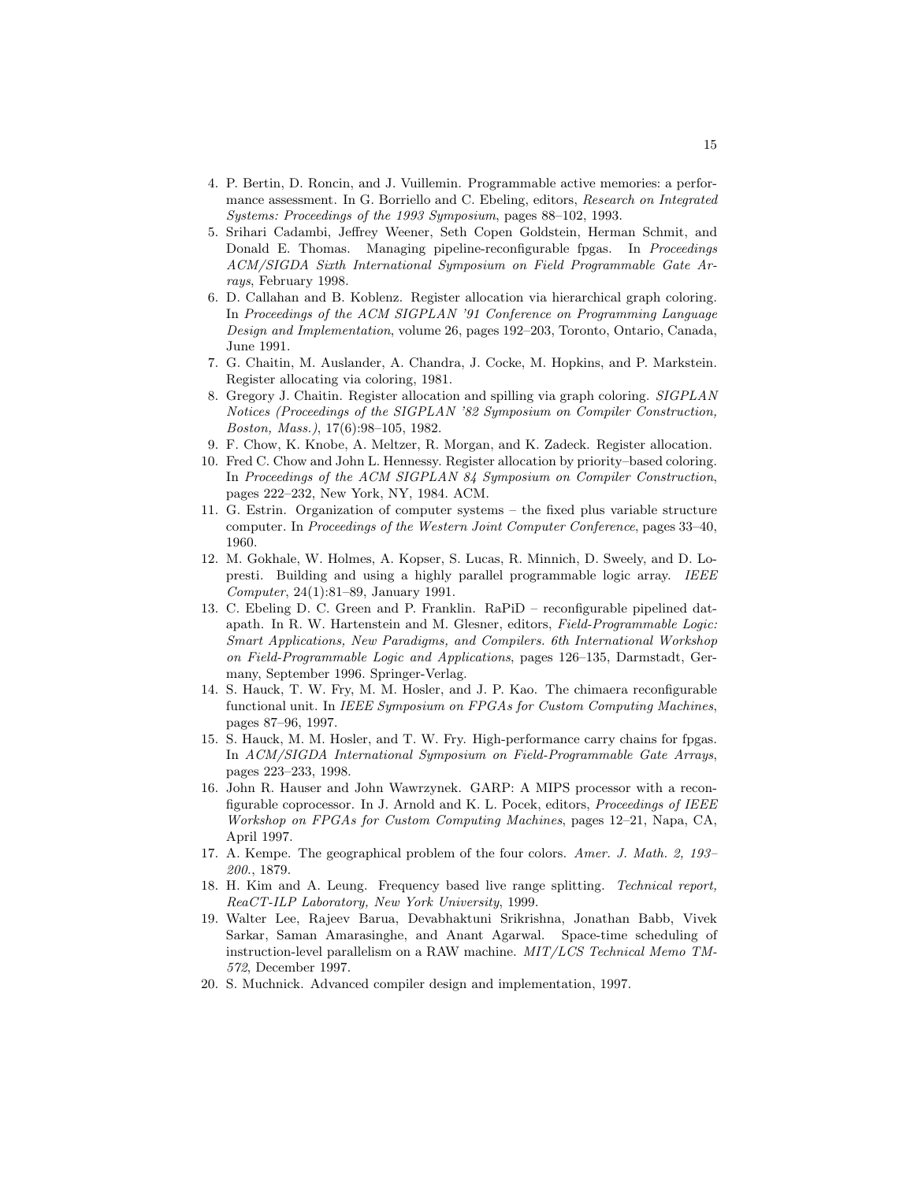4. P. Bertin, D. Roncin, and J. Vuillemin. Programmable active memories: a performance assessment. In G. Borriello and C. Ebeling, editors, *Research on Integrated Systems: Proceedings of the 1993 Symposium*, pages 88–102, 1993.
5. Srihari Cadambi, Jeffrey Weener, Seth Copen Goldstein, Herman Schmit, and Donald E. Thomas. Managing pipeline-reconfigurable fpgas. In *Proceedings ACM/SIGDA Sixth International Symposium on Field Programmable Gate Arrays*, February 1998.
6. D. Callahan and B. Koblenz. Register allocation via hierarchical graph coloring. In *Proceedings of the ACM SIGPLAN '91 Conference on Programming Language Design and Implementation*, volume 26, pages 192–203, Toronto, Ontario, Canada, June 1991.
7. G. Chaitin, M. Auslander, A. Chandra, J. Cocke, M. Hopkins, and P. Markstein. Register allocating via coloring, 1981.
8. Gregory J. Chaitin. Register allocation and spilling via graph coloring. *SIGPLAN Notices (Proceedings of the SIGPLAN '82 Symposium on Compiler Construction, Boston, Mass.)*, 17(6):98–105, 1982.
9. F. Chow, K. Knobe, A. Meltzer, R. Morgan, and K. Zadeck. Register allocation.
10. Fred C. Chow and John L. Hennessy. Register allocation by priority–based coloring. In *Proceedings of the ACM SIGPLAN 84 Symposium on Compiler Construction*, pages 222–232, New York, NY, 1984. ACM.
11. G. Estrin. Organization of computer systems – the fixed plus variable structure computer. In *Proceedings of the Western Joint Computer Conference*, pages 33–40, 1960.
12. M. Gokhale, W. Holmes, A. Kopser, S. Lucas, R. Minnich, D. Sweely, and D. Lopresti. Building and using a highly parallel programmable logic array. *IEEE Computer*, 24(1):81–89, January 1991.
13. C. Ebeling D. C. Green and P. Franklin. RaPiD – reconfigurable pipelined datapath. In R. W. Hartenstein and M. Glesner, editors, *Field-Programmable Logic: Smart Applications, New Paradigms, and Compilers. 6th International Workshop on Field-Programmable Logic and Applications*, pages 126–135, Darmstadt, Germany, September 1996. Springer-Verlag.
14. S. Hauck, T. W. Fry, M. M. Hosler, and J. P. Kao. The chimaera reconfigurable functional unit. In *IEEE Symposium on FPGAs for Custom Computing Machines*, pages 87–96, 1997.
15. S. Hauck, M. M. Hosler, and T. W. Fry. High-performance carry chains for fpgas. In *ACM/SIGDA International Symposium on Field-Programmable Gate Arrays*, pages 223–233, 1998.
16. John R. Hauser and John Wawrzynek. GARP: A MIPS processor with a reconfigurable coprocessor. In J. Arnold and K. L. Pocek, editors, *Proceedings of IEEE Workshop on FPGAs for Custom Computing Machines*, pages 12–21, Napa, CA, April 1997.
17. A. Kempe. The geographical problem of the four colors. *Amer. J. Math. 2, 193–200.*, 1879.
18. H. Kim and A. Leung. Frequency based live range splitting. *Technical report, ReaCT-ILP Laboratory, New York University*, 1999.
19. Walter Lee, Rajeev Barua, Devabhaktuni Srikrishna, Jonathan Babb, Vivek Sarkar, Saman Amarasinghe, and Anant Agarwal. Space-time scheduling of instruction-level parallelism on a RAW machine. *MIT/LCS Technical Memo TM-572*, December 1997.
20. S. Muchnick. Advanced compiler design and implementation, 1997.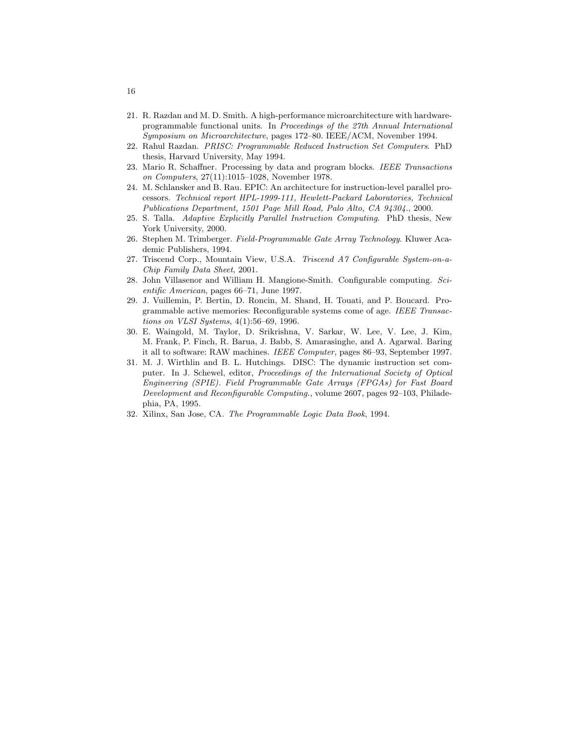21. R. Razdan and M. D. Smith. A high-performance microarchitecture with hardware-programmable functional units. In *Proceedings of the 27th Annual International Symposium on Microarchitecture*, pages 172–80. IEEE/ACM, November 1994.
22. Rahul Razdan. *PRISC: Programmable Reduced Instruction Set Computers*. PhD thesis, Harvard University, May 1994.
23. Mario R. Schaffner. Processing by data and program blocks. *IEEE Transactions on Computers*, 27(11):1015–1028, November 1978.
24. M. Schlansker and B. Rau. EPIC: An architecture for instruction-level parallel processors. *Technical report HPL-1999-111, Hewlett-Packard Laboratories, Technical Publications Department, 1501 Page Mill Road, Palo Alto, CA 94304.*, 2000.
25. S. Talla. *Adaptive Explicitly Parallel Instruction Computing*. PhD thesis, New York University, 2000.
26. Stephen M. Trimberger. *Field-Programmable Gate Array Technology*. Kluwer Academic Publishers, 1994.
27. Triscend Corp., Mountain View, U.S.A. *Triscend A7 Configurable System-on-a-Chip Family Data Sheet*, 2001.
28. John Villasenor and William H. Mangione-Smith. Configurable computing. *Scientific American*, pages 66–71, June 1997.
29. J. Vuillemin, P. Bertin, D. Roncin, M. Shand, H. Touati, and P. Boucard. Programmable active memories: Reconfigurable systems come of age. *IEEE Transactions on VLSI Systems*, 4(1):56–69, 1996.
30. E. Waingold, M. Taylor, D. Srikrishna, V. Sarkar, W. Lee, V. Lee, J. Kim, M. Frank, P. Finch, R. Barua, J. Babb, S. Amarasinghe, and A. Agarwal. Baring it all to software: RAW machines. *IEEE Computer*, pages 86–93, September 1997.
31. M. J. Wirthlin and B. L. Hutchings. DISC: The dynamic instruction set computer. In J. Schewel, editor, *Proceedings of the International Society of Optical Engineering (SPIE). Field Programmable Gate Arrays (FPGAs) for Fast Board Development and Reconfigurable Computing.*, volume 2607, pages 92–103, Philadephia, PA, 1995.
32. Xilinx, San Jose, CA. *The Programmable Logic Data Book*, 1994.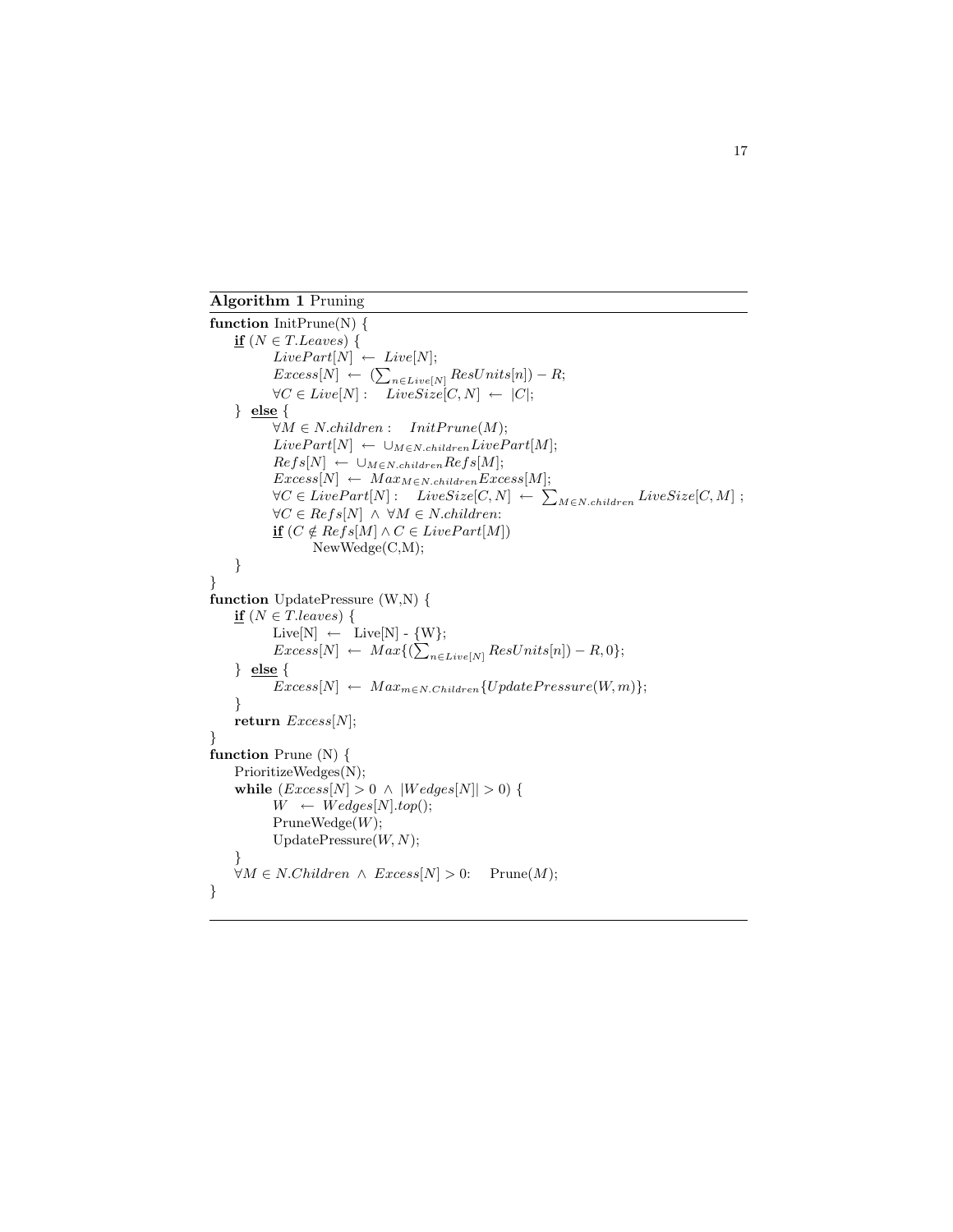**Algorithm 1** Pruning

---

**function** InitPrune(N) {
&nbsp;&nbsp;&nbsp;&nbsp;**if** ($N \in T.Leaves$) {
&nbsp;&nbsp;&nbsp;&nbsp;&nbsp;&nbsp;&nbsp;&nbsp;$LivePart[N] \leftarrow Live[N]$;
&nbsp;&nbsp;&nbsp;&nbsp;&nbsp;&nbsp;&nbsp;&nbsp;$Excess[N] \leftarrow (\sum_{n \in Live[N]} ResUnits[n]) - R$;
&nbsp;&nbsp;&nbsp;&nbsp;&nbsp;&nbsp;&nbsp;&nbsp;$\forall C \in Live[N]: \quad LiveSize[C, N] \leftarrow |C|$;
&nbsp;&nbsp;&nbsp;&nbsp;} **else** {
&nbsp;&nbsp;&nbsp;&nbsp;&nbsp;&nbsp;&nbsp;&nbsp;$\forall M \in N.children: \quad InitPrune(M)$;
&nbsp;&nbsp;&nbsp;&nbsp;&nbsp;&nbsp;&nbsp;&nbsp;$LivePart[N] \leftarrow \cup_{M \in N.children} LivePart[M]$;
&nbsp;&nbsp;&nbsp;&nbsp;&nbsp;&nbsp;&nbsp;&nbsp;$Refs[N] \leftarrow \cup_{M \in N.children} Refs[M]$;
&nbsp;&nbsp;&nbsp;&nbsp;&nbsp;&nbsp;&nbsp;&nbsp;$Excess[N] \leftarrow Max_{M \in N.children} Excess[M]$;
&nbsp;&nbsp;&nbsp;&nbsp;&nbsp;&nbsp;&nbsp;&nbsp;$\forall C \in LivePart[N]: \quad LiveSize[C, N] \leftarrow \sum_{M \in N.children} LiveSize[C, M]$ ;
&nbsp;&nbsp;&nbsp;&nbsp;&nbsp;&nbsp;&nbsp;&nbsp;$\forall C \in Refs[N] \ \wedge \ \forall M \in N.children$:
&nbsp;&nbsp;&nbsp;&nbsp;&nbsp;&nbsp;&nbsp;&nbsp;**if** ($C \notin Refs[M] \wedge C \in LivePart[M]$)
&nbsp;&nbsp;&nbsp;&nbsp;&nbsp;&nbsp;&nbsp;&nbsp;&nbsp;&nbsp;&nbsp;&nbsp;&nbsp;&nbsp;&nbsp;&nbsp;NewWedge(C,M);
&nbsp;&nbsp;&nbsp;&nbsp;}
}
**function** UpdatePressure (W,N) {
&nbsp;&nbsp;&nbsp;&nbsp;**if** ($N \in T.leaves$) {
&nbsp;&nbsp;&nbsp;&nbsp;&nbsp;&nbsp;&nbsp;&nbsp;Live[N] $\leftarrow$ Live[N] - {W};
&nbsp;&nbsp;&nbsp;&nbsp;&nbsp;&nbsp;&nbsp;&nbsp;$Excess[N] \leftarrow Max\{(\sum_{n \in Live[N]} ResUnits[n]) - R, 0\}$;
&nbsp;&nbsp;&nbsp;&nbsp;} **else** {
&nbsp;&nbsp;&nbsp;&nbsp;&nbsp;&nbsp;&nbsp;&nbsp;$Excess[N] \leftarrow Max_{m \in N.Children}\{UpdatePressure(W, m)\}$;
&nbsp;&nbsp;&nbsp;&nbsp;}
&nbsp;&nbsp;&nbsp;&nbsp;**return** $Excess[N]$;
}
**function** Prune (N) {
&nbsp;&nbsp;&nbsp;&nbsp;PrioritizeWedges(N);
&nbsp;&nbsp;&nbsp;&nbsp;**while** ($Excess[N] > 0 \ \wedge \ |Wedges[N]| > 0$) {
&nbsp;&nbsp;&nbsp;&nbsp;&nbsp;&nbsp;&nbsp;&nbsp;$W \leftarrow Wedges[N].top()$;
&nbsp;&nbsp;&nbsp;&nbsp;&nbsp;&nbsp;&nbsp;&nbsp;PruneWedge($W$);
&nbsp;&nbsp;&nbsp;&nbsp;&nbsp;&nbsp;&nbsp;&nbsp;UpdatePressure($W, N$);
&nbsp;&nbsp;&nbsp;&nbsp;}
&nbsp;&nbsp;&nbsp;&nbsp;$\forall M \in N.Children \ \wedge \ Excess[N] > 0$: &nbsp;&nbsp;&nbsp;Prune($M$);
}

---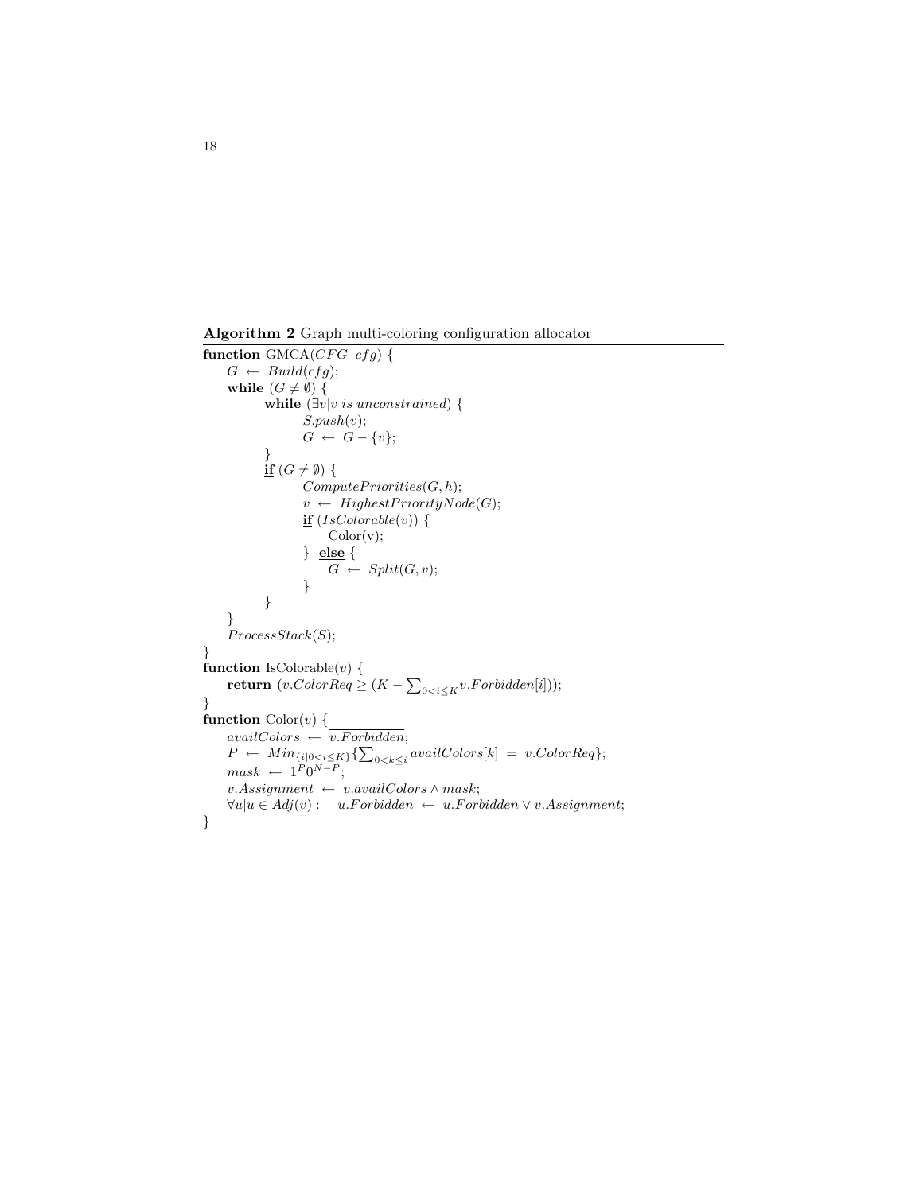**Algorithm 2** Graph multi-coloring configuration allocator

```
function GMCA(CFG cfg) {
    G ← Build(cfg);
    while (G ≠ ∅) {
        while (∃v|v is unconstrained) {
            S.push(v);
            G ← G − {v};
        }
        if (G ≠ ∅) {
            ComputePriorities(G, h);
            v ← HighestPriorityNode(G);
            if (IsColorable(v)) {
                Color(v);
            } else {
                G ← Split(G, v);
            }
        }
    }
    ProcessStack(S);
}
function IsColorable(v) {
    return (v.ColorReq ≥ (K − Σ_{0<i≤K} v.Forbidden[i]));
}
function Color(v) {
    availColors ← ¬v.Forbidden;
    P ← Min_{i|0<i≤K} {Σ_{0<k≤i} availColors[k] = v.ColorReq};
    mask ← 1^P 0^(N−P);
    v.Assignment ← v.availColors ∧ mask;
    ∀u|u ∈ Adj(v) :   u.Forbidden ← u.Forbidden ∨ v.Assignment;
}
```

In the printed algorithm, the `Color(v)` lines read:

$availColors \leftarrow \overline{v.Forbidden}$;

$P \leftarrow Min_{\{i|0<i\leq K\}}\{\sum_{0<k\leq i} availColors[k] = v.ColorReq\}$;

$mask \leftarrow 1^P 0^{N-P}$;